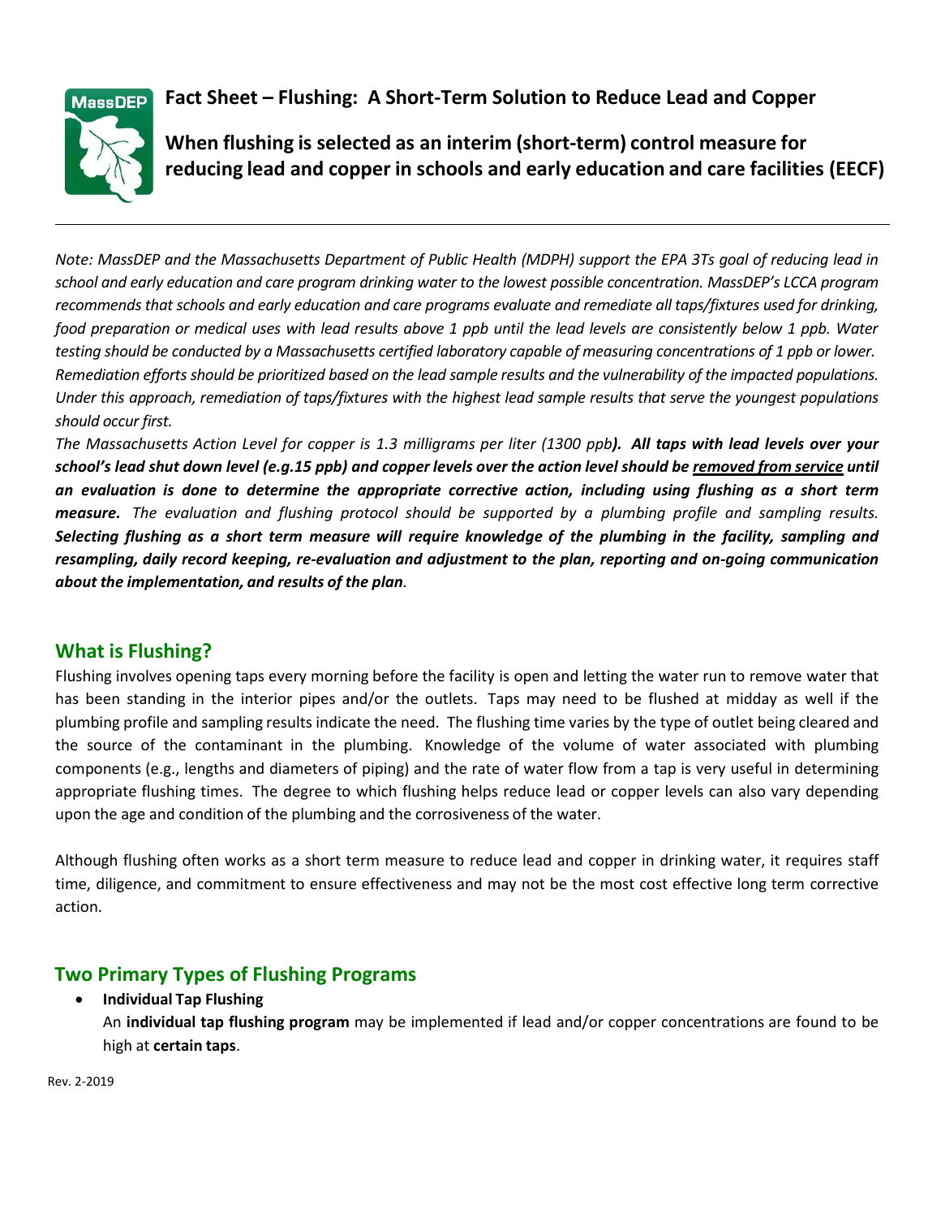# Fact Sheet – Flushing: A Short-Term Solution to Reduce Lead and Copper

## When flushing is selected as an interim (short-term) control measure for reducing lead and copper in schools and early education and care facilities (EECF)

---

*Note: MassDEP and the Massachusetts Department of Public Health (MDPH) support the EPA 3Ts goal of reducing lead in school and early education and care program drinking water to the lowest possible concentration. MassDEP's LCCA program recommends that schools and early education and care programs evaluate and remediate all taps/fixtures used for drinking, food preparation or medical uses with lead results above 1 ppb until the lead levels are consistently below 1 ppb. Water testing should be conducted by a Massachusetts certified laboratory capable of measuring concentrations of 1 ppb or lower. Remediation efforts should be prioritized based on the lead sample results and the vulnerability of the impacted populations. Under this approach, remediation of taps/fixtures with the highest lead sample results that serve the youngest populations should occur first.*

*The Massachusetts Action Level for copper is 1.3 milligrams per liter (1300 ppb****). All taps with lead levels over your school's lead shut down level (e.g.15 ppb) and copper levels over the action level should be removed from service until an evaluation is done to determine the appropriate corrective action, including using flushing as a short term measure.*** *The evaluation and flushing protocol should be supported by a plumbing profile and sampling results.* ***Selecting flushing as a short term measure will require knowledge of the plumbing in the facility, sampling and resampling, daily record keeping, re-evaluation and adjustment to the plan, reporting and on-going communication about the implementation, and results of the plan****.*

## What is Flushing?

Flushing involves opening taps every morning before the facility is open and letting the water run to remove water that has been standing in the interior pipes and/or the outlets. Taps may need to be flushed at midday as well if the plumbing profile and sampling results indicate the need. The flushing time varies by the type of outlet being cleared and the source of the contaminant in the plumbing. Knowledge of the volume of water associated with plumbing components (e.g., lengths and diameters of piping) and the rate of water flow from a tap is very useful in determining appropriate flushing times. The degree to which flushing helps reduce lead or copper levels can also vary depending upon the age and condition of the plumbing and the corrosiveness of the water.

Although flushing often works as a short term measure to reduce lead and copper in drinking water, it requires staff time, diligence, and commitment to ensure effectiveness and may not be the most cost effective long term corrective action.

## Two Primary Types of Flushing Programs

- **Individual Tap Flushing**
  An **individual tap flushing program** may be implemented if lead and/or copper concentrations are found to be high at **certain taps**.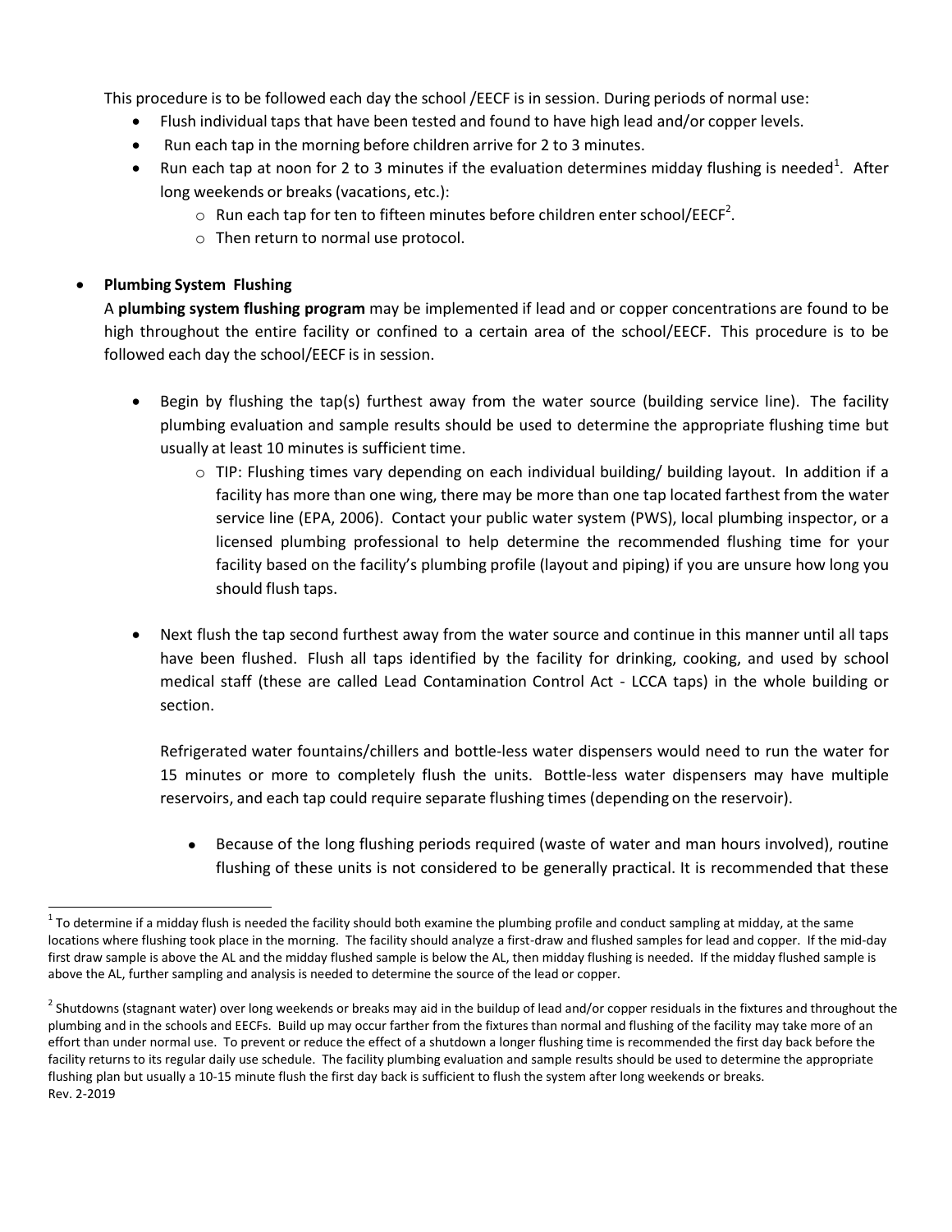This procedure is to be followed each day the school /EECF is in session. During periods of normal use:

- Flush individual taps that have been tested and found to have high lead and/or copper levels.
- Run each tap in the morning before children arrive for 2 to 3 minutes.
- Run each tap at noon for 2 to 3 minutes if the evaluation determines midday flushing is needed[1]. After long weekends or breaks (vacations, etc.):
  - Run each tap for ten to fifteen minutes before children enter school/EECF[2].
  - Then return to normal use protocol.

- **Plumbing System Flushing**

  A **plumbing system flushing program** may be implemented if lead and or copper concentrations are found to be high throughout the entire facility or confined to a certain area of the school/EECF. This procedure is to be followed each day the school/EECF is in session.

  - Begin by flushing the tap(s) furthest away from the water source (building service line). The facility plumbing evaluation and sample results should be used to determine the appropriate flushing time but usually at least 10 minutes is sufficient time.
    - TIP: Flushing times vary depending on each individual building/ building layout. In addition if a facility has more than one wing, there may be more than one tap located farthest from the water service line (EPA, 2006). Contact your public water system (PWS), local plumbing inspector, or a licensed plumbing professional to help determine the recommended flushing time for your facility based on the facility's plumbing profile (layout and piping) if you are unsure how long you should flush taps.

  - Next flush the tap second furthest away from the water source and continue in this manner until all taps have been flushed. Flush all taps identified by the facility for drinking, cooking, and used by school medical staff (these are called Lead Contamination Control Act - LCCA taps) in the whole building or section.

    Refrigerated water fountains/chillers and bottle-less water dispensers would need to run the water for 15 minutes or more to completely flush the units. Bottle-less water dispensers may have multiple reservoirs, and each tap could require separate flushing times (depending on the reservoir).

    - Because of the long flushing periods required (waste of water and man hours involved), routine flushing of these units is not considered to be generally practical. It is recommended that these

---

[1] To determine if a midday flush is needed the facility should both examine the plumbing profile and conduct sampling at midday, at the same locations where flushing took place in the morning. The facility should analyze a first-draw and flushed samples for lead and copper. If the mid-day first draw sample is above the AL and the midday flushed sample is below the AL, then midday flushing is needed. If the midday flushed sample is above the AL, further sampling and analysis is needed to determine the source of the lead or copper.

[2] Shutdowns (stagnant water) over long weekends or breaks may aid in the buildup of lead and/or copper residuals in the fixtures and throughout the plumbing and in the schools and EECFs. Build up may occur farther from the fixtures than normal and flushing of the facility may take more of an effort than under normal use. To prevent or reduce the effect of a shutdown a longer flushing time is recommended the first day back before the facility returns to its regular daily use schedule. The facility plumbing evaluation and sample results should be used to determine the appropriate flushing plan but usually a 10-15 minute flush the first day back is sufficient to flush the system after long weekends or breaks.

Rev. 2-2019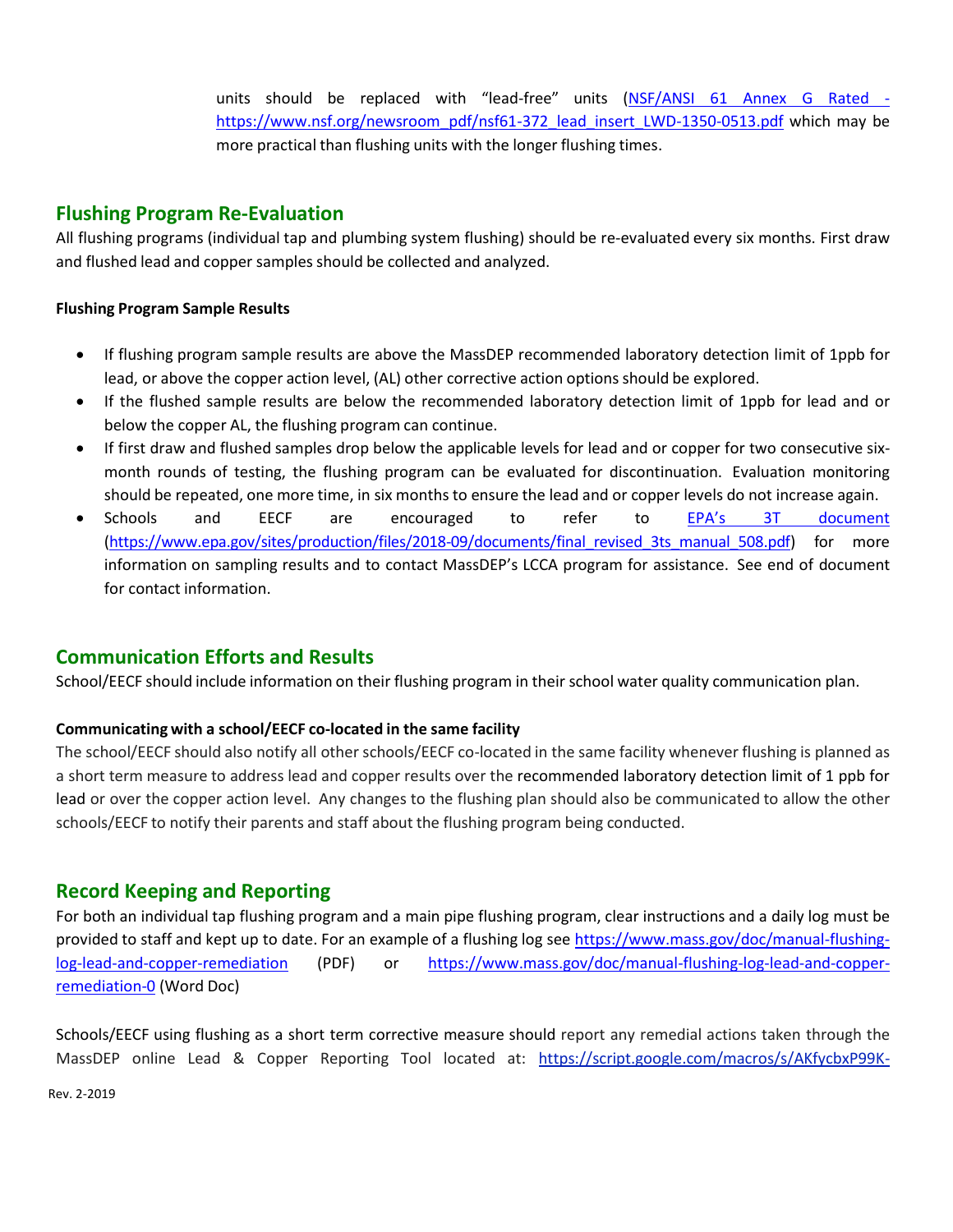units should be replaced with "lead-free" units ([NSF/ANSI 61 Annex G Rated - https://www.nsf.org/newsroom_pdf/nsf61-372_lead_insert_LWD-1350-0513.pdf](https://www.nsf.org/newsroom_pdf/nsf61-372_lead_insert_LWD-1350-0513.pdf) which may be more practical than flushing units with the longer flushing times.

## Flushing Program Re-Evaluation

All flushing programs (individual tap and plumbing system flushing) should be re-evaluated every six months. First draw and flushed lead and copper samples should be collected and analyzed.

**Flushing Program Sample Results**

- If flushing program sample results are above the MassDEP recommended laboratory detection limit of 1ppb for lead, or above the copper action level, (AL) other corrective action options should be explored.
- If the flushed sample results are below the recommended laboratory detection limit of 1ppb for lead and or below the copper AL, the flushing program can continue.
- If first draw and flushed samples drop below the applicable levels for lead and or copper for two consecutive six-month rounds of testing, the flushing program can be evaluated for discontinuation. Evaluation monitoring should be repeated, one more time, in six months to ensure the lead and or copper levels do not increase again.
- Schools and EECF are encouraged to refer to [EPA's 3T document](https://www.epa.gov/sites/production/files/2018-09/documents/final_revised_3ts_manual_508.pdf) (https://www.epa.gov/sites/production/files/2018-09/documents/final_revised_3ts_manual_508.pdf) for more information on sampling results and to contact MassDEP's LCCA program for assistance. See end of document for contact information.

## Communication Efforts and Results

School/EECF should include information on their flushing program in their school water quality communication plan.

**Communicating with a school/EECF co-located in the same facility**

The school/EECF should also notify all other schools/EECF co-located in the same facility whenever flushing is planned as a short term measure to address lead and copper results over the recommended laboratory detection limit of 1 ppb for lead or over the copper action level. Any changes to the flushing plan should also be communicated to allow the other schools/EECF to notify their parents and staff about the flushing program being conducted.

## Record Keeping and Reporting

For both an individual tap flushing program and a main pipe flushing program, clear instructions and a daily log must be provided to staff and kept up to date. For an example of a flushing log see https://www.mass.gov/doc/manual-flushing-log-lead-and-copper-remediation (PDF) or https://www.mass.gov/doc/manual-flushing-log-lead-and-copper-remediation-0 (Word Doc)

Schools/EECF using flushing as a short term corrective measure should report any remedial actions taken through the MassDEP online Lead & Copper Reporting Tool located at: https://script.google.com/macros/s/AKfycbxP99K-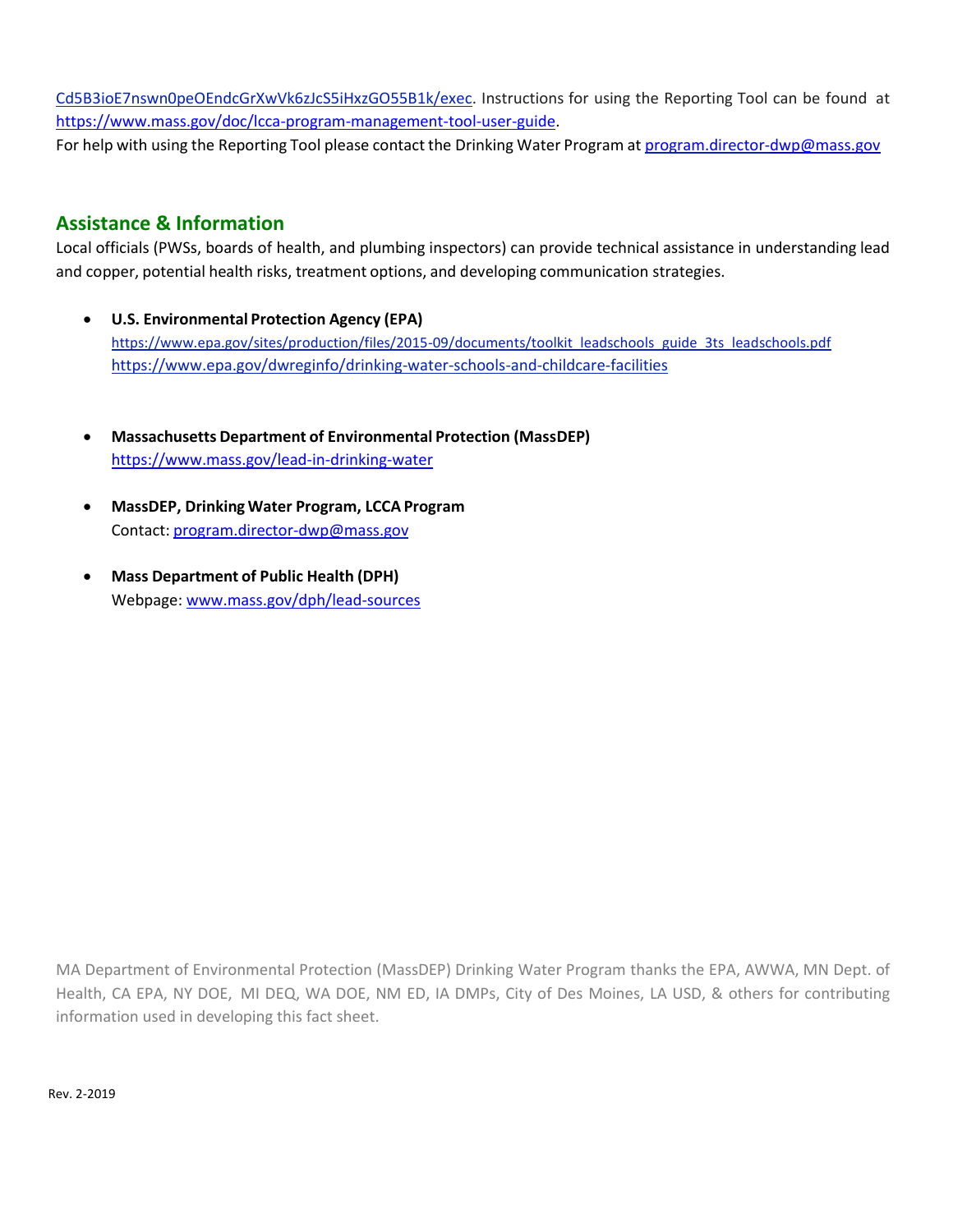Cd5B3ioE7nswn0peOEndcGrXwVk6zJcS5iHxzGO55B1k/exec. Instructions for using the Reporting Tool can be found at https://www.mass.gov/doc/lcca-program-management-tool-user-guide.
For help with using the Reporting Tool please contact the Drinking Water Program at program.director-dwp@mass.gov

## Assistance & Information

Local officials (PWSs, boards of health, and plumbing inspectors) can provide technical assistance in understanding lead and copper, potential health risks, treatment options, and developing communication strategies.

- **U.S. Environmental Protection Agency (EPA)**
  https://www.epa.gov/sites/production/files/2015-09/documents/toolkit_leadschools_guide_3ts_leadschools.pdf
  https://www.epa.gov/dwreginfo/drinking-water-schools-and-childcare-facilities

- **Massachusetts Department of Environmental Protection (MassDEP)**
  https://www.mass.gov/lead-in-drinking-water

- **MassDEP, Drinking Water Program, LCCA Program**
  Contact: program.director-dwp@mass.gov

- **Mass Department of Public Health (DPH)**
  Webpage: www.mass.gov/dph/lead-sources

MA Department of Environmental Protection (MassDEP) Drinking Water Program thanks the EPA, AWWA, MN Dept. of Health, CA EPA, NY DOE, MI DEQ, WA DOE, NM ED, IA DMPs, City of Des Moines, LA USD, & others for contributing information used in developing this fact sheet.

Rev. 2-2019